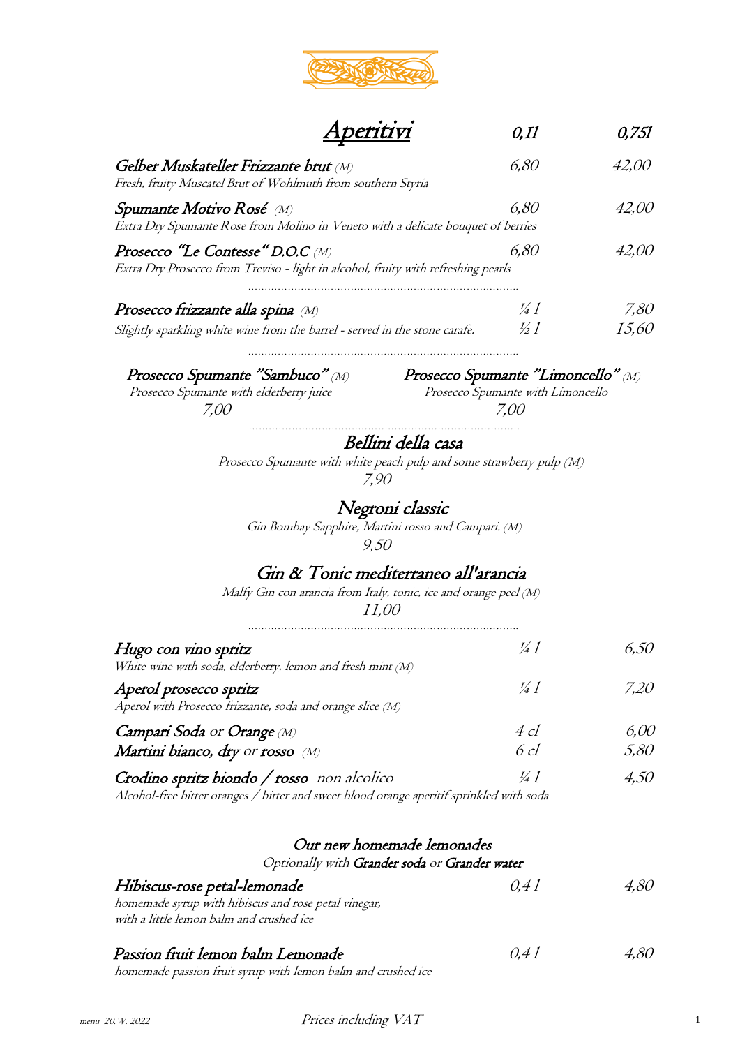# Aperitivi

| | 0,1l | 0,75l |
|---|---|---|
| ***Gelber Muskateller Frizzante brut*** *(M)*<br>*Fresh, fruity Muscatel Brut of Wohlmuth from southern Styria* | 6,80 | 42,00 |
| ***Spumante Motivo Rosé*** *(M)*<br>*Extra Dry Spumante Rose from Molino in Veneto with a delicate bouquet of berries* | 6,80 | 42,00 |
| ***Prosecco "Le Contesse" D.O.C*** *(M)*<br>*Extra Dry Prosecco from Treviso - light in alcohol, fruity with refreshing pearls* | 6,80 | 42,00 |

.................................................................................

| | | |
|---|---|---|
| ***Prosecco frizzante alla spina*** *(M)* | ¼ l | 7,80 |
| *Slightly sparkling white wine from the barrel - served in the stone carafe.* | ½ l | 15,60 |

.................................................................................

***Prosecco Spumante "Sambuco"*** *(M)*
*Prosecco Spumante with elderberry juice*
7,00

***Prosecco Spumante "Limoncello"*** *(M)*
*Prosecco Spumante with Limoncello*
7,00

.................................................................................

### Bellini della casa
*Prosecco Spumante with white peach pulp and some strawberry pulp (M)*
7,90

### Negroni classic
*Gin Bombay Sapphire, Martini rosso and Campari. (M)*
9,50

### Gin & Tonic mediterraneo all'arancia
*Malfy Gin con arancia from Italy, tonic, ice and orange peel (M)*
11,00

.................................................................................

| | | |
|---|---|---|
| ***Hugo con vino spritz***<br>*White wine with soda, elderberry, lemon and fresh mint (M)* | ¼ l | 6,50 |
| ***Aperol prosecco spritz***<br>*Aperol with Prosecco frizzante, soda and orange slice (M)* | ¼ l | 7,20 |
| ***Campari Soda*** *or* ***Orange*** *(M)* | 4 cl | 6,00 |
| ***Martini bianco, dry*** *or* ***rosso*** *(M)* | 6 cl | 5,80 |
| ***Crodino spritz biondo / rosso*** *non alcolico*<br>*Alcohol-free bitter oranges / bitter and sweet blood orange aperitif sprinkled with soda* | ¼ l | 4,50 |

## Our new homemade lemonades
*Optionally with* **Grander soda** *or* **Grander water**

| | | |
|---|---|---|
| ***Hibiscus-rose petal-lemonade***<br>*homemade syrup with hibiscus and rose petal vinegar, with a little lemon balm and crushed ice* | 0,4 l | 4,80 |
| ***Passion fruit lemon balm Lemonade***<br>*homemade passion fruit syrup with lemon balm and crushed ice* | 0,4 l | 4,80 |

*menu 20.W. 2022* — Prices including VAT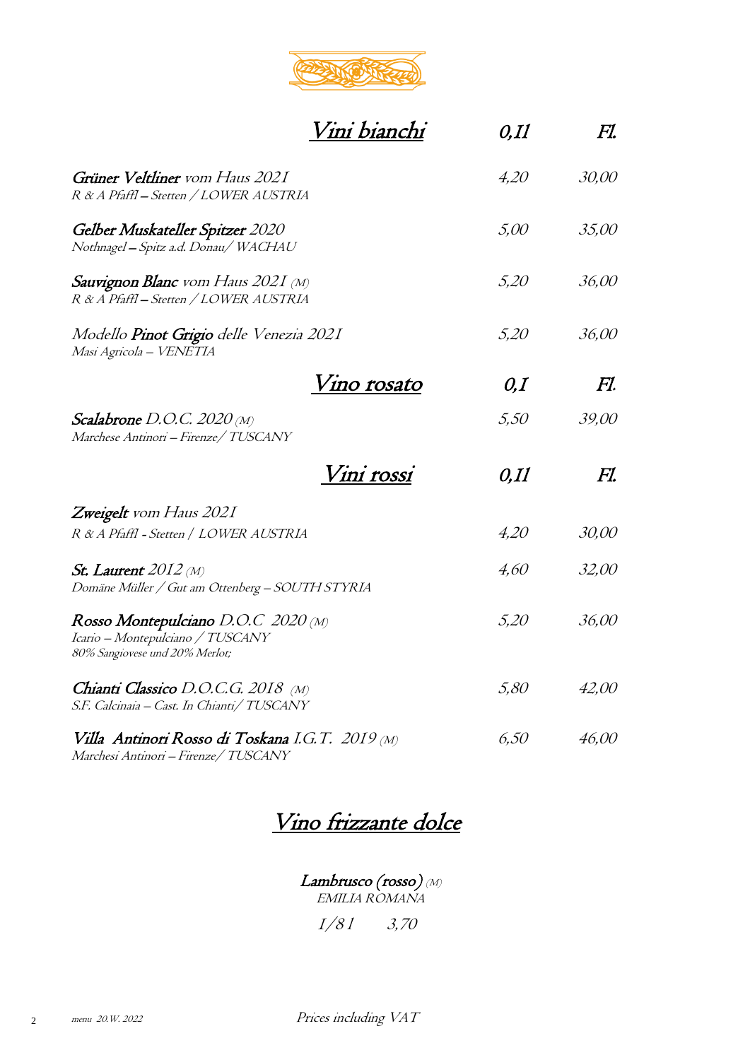## Vini bianchi

| | 0,1l | Fl. |
|---|---|---|
| ***Grüner Veltliner*** *vom Haus 2021*<br>*R & A Pfaffl – Stetten / LOWER AUSTRIA* | 4,20 | 30,00 |
| ***Gelber Muskateller Spitzer*** *2020*<br>*Nothnagel – Spitz a.d. Donau/ WACHAU* | 5,00 | 35,00 |
| ***Sauvignon Blanc*** *vom Haus 2021 (M)*<br>*R & A Pfaffl – Stetten / LOWER AUSTRIA* | 5,20 | 36,00 |
| *Modello* ***Pinot Grigio*** *delle Venezia 2021*<br>*Masi Agricola – VENETIA* | 5,20 | 36,00 |

## Vino rosato

| | 0,1 | Fl. |
|---|---|---|
| ***Scalabrone*** *D.O.C. 2020 (M)*<br>*Marchese Antinori – Firenze/ TUSCANY* | 5,50 | 39,00 |

## Vini rossi

| | 0,1l | Fl. |
|---|---|---|
| ***Zweigelt*** *vom Haus 2021*<br>*R & A Pfaffl - Stetten / LOWER AUSTRIA* | 4,20 | 30,00 |
| ***St. Laurent*** *2012 (M)*<br>*Domäne Müller / Gut am Ottenberg – SOUTH STYRIA* | 4,60 | 32,00 |
| ***Rosso Montepulciano*** *D.O.C 2020 (M)*<br>*Icario – Montepulciano / TUSCANY*<br>*80% Sangiovese und 20% Merlot;* | 5,20 | 36,00 |
| ***Chianti Classico*** *D.O.C.G. 2018 (M)*<br>*S.F. Calcinaia – Cast. In Chianti/ TUSCANY* | 5,80 | 42,00 |
| ***Villa Antinori Rosso di Toskana*** *I.G.T. 2019 (M)*<br>*Marchesi Antinori – Firenze/ TUSCANY* | 6,50 | 46,00 |

## Vino frizzante dolce

***Lambrusco (rosso)*** *(M)*
*EMILIA ROMANA*

*1/8 l 3,70*

*menu 20.W. 2022*

*Prices including VAT*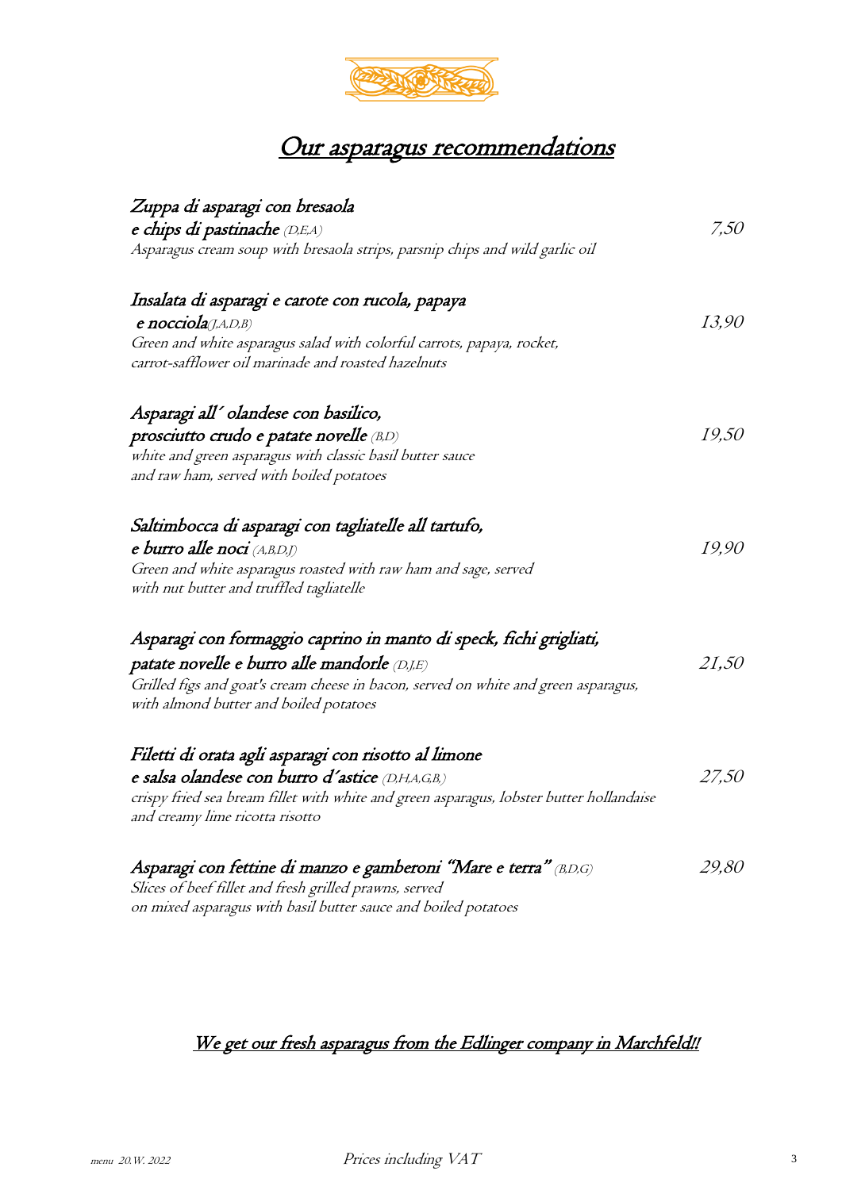# Our asparagus recommendations

***Zuppa di asparagi con bresaola e chips di pastinache*** *(D,E,A)* — *7,50*
*Asparagus cream soup with bresaola strips, parsnip chips and wild garlic oil*

***Insalata di asparagi e carote con rucola, papaya e nocciola*** *(J,A,D,B)* — *13,90*
*Green and white asparagus salad with colorful carrots, papaya, rocket, carrot-safflower oil marinade and roasted hazelnuts*

***Asparagi all´ olandese con basilico, prosciutto crudo e patate novelle*** *(B,D)* — *19,50*
*white and green asparagus with classic basil butter sauce and raw ham, served with boiled potatoes*

***Saltimbocca di asparagi con tagliatelle all tartufo, e burro alle noci*** *(A,B,D,J)* — *19,90*
*Green and white asparagus roasted with raw ham and sage, served with nut butter and truffled tagliatelle*

***Asparagi con formaggio caprino in manto di speck, fichi grigliati, patate novelle e burro alle mandorle*** *(D,J,E)* — *21,50*
*Grilled figs and goat's cream cheese in bacon, served on white and green asparagus, with almond butter and boiled potatoes*

***Filetti di orata agli asparagi con risotto al limone e salsa olandese con burro d´astice*** *(D,H,A,G,B,)* — *27,50*
*crispy fried sea bream fillet with white and green asparagus, lobster butter hollandaise and creamy lime ricotta risotto*

***Asparagi con fettine di manzo e gamberoni "Mare e terra"*** *(B,D,G)* — *29,80*
*Slices of beef fillet and fresh grilled prawns, served on mixed asparagus with basil butter sauce and boiled potatoes*

We get our fresh asparagus from the Edlinger company in Marchfeld!!

*menu 20.W. 2022* — Prices including VAT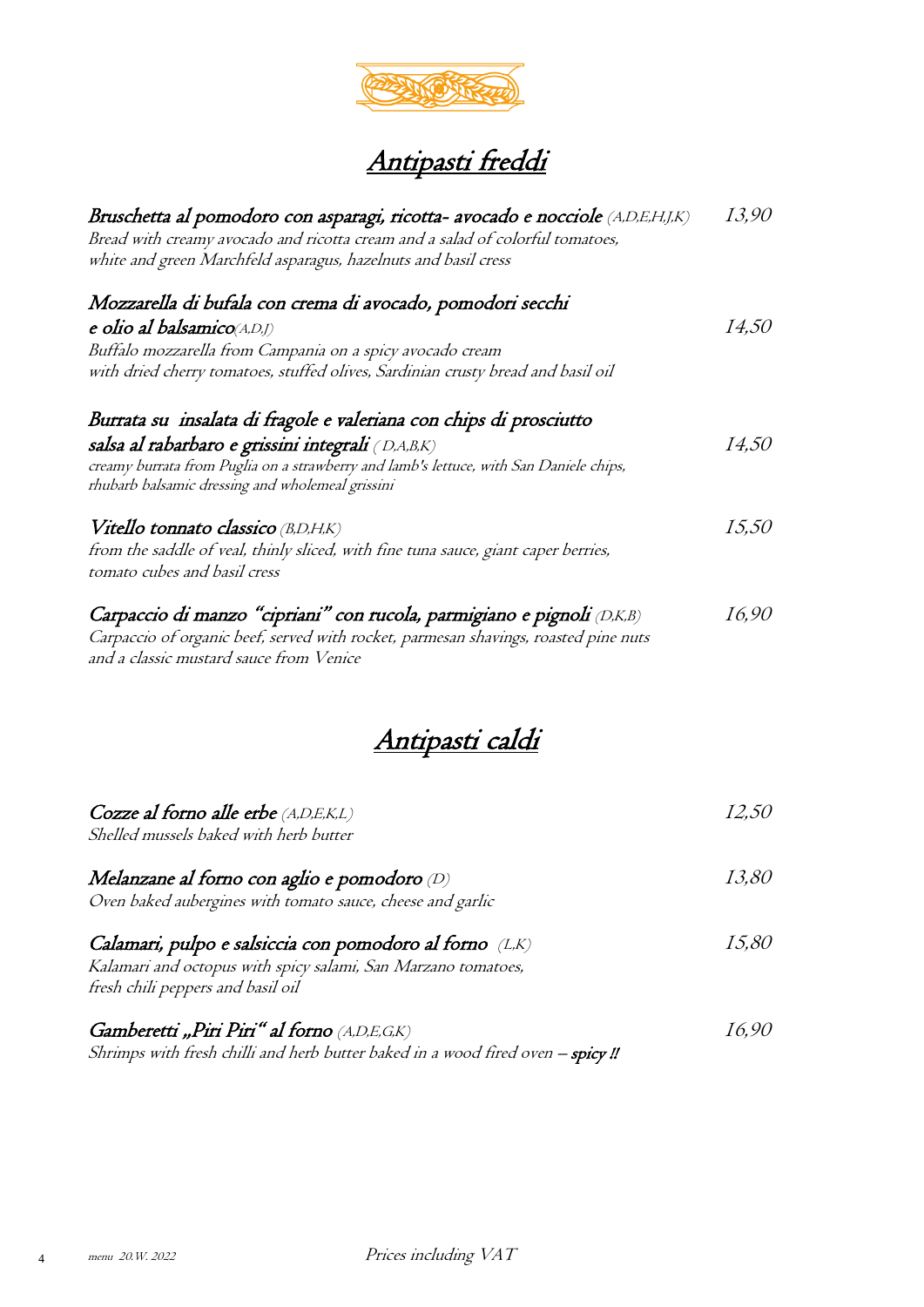# Antipasti freddi

**Bruschetta al pomodoro con asparagi, ricotta- avocado e nocciole** *(A,D,E,H,J,K)* — 13,90
*Bread with creamy avocado and ricotta cream and a salad of colorful tomatoes, white and green Marchfeld asparagus, hazelnuts and basil cress*

**Mozzarella di bufala con crema di avocado, pomodori secchi e olio al balsamico** *(A,D,J)* — 14,50
*Buffalo mozzarella from Campania on a spicy avocado cream with dried cherry tomatoes, stuffed olives, Sardinian crusty bread and basil oil*

**Burrata su insalata di fragole e valeriana con chips di prosciutto salsa al rabarbaro e grissini integrali** *( D,A,B,K)* — 14,50
*creamy burrata from Puglia on a strawberry and lamb's lettuce, with San Daniele chips, rhubarb balsamic dressing and wholemeal grissini*

**Vitello tonnato classico** *(B,D,H,K)* — 15,50
*from the saddle of veal, thinly sliced, with fine tuna sauce, giant caper berries, tomato cubes and basil cress*

**Carpaccio di manzo "cipriani" con rucola, parmigiano e pignoli** *(D,K,B)* — 16,90
*Carpaccio of organic beef, served with rocket, parmesan shavings, roasted pine nuts and a classic mustard sauce from Venice*

# Antipasti caldi

**Cozze al forno alle erbe** *(A,D,E,K,L)* — 12,50
*Shelled mussels baked with herb butter*

**Melanzane al forno con aglio e pomodoro** *(D)* — 13,80
*Oven baked aubergines with tomato sauce, cheese and garlic*

**Calamari, pulpo e salsiccia con pomodoro al forno** *(L,K)* — 15,80
*Kalamari and octopus with spicy salami, San Marzano tomatoes, fresh chili peppers and basil oil*

**Gamberetti „Piri Piri" al forno** *(A,D,E,G,K)* — 16,90
*Shrimps with fresh chilli and herb butter baked in a wood fired oven –* **spicy !!**

menu 20.W. 2022

Prices including VAT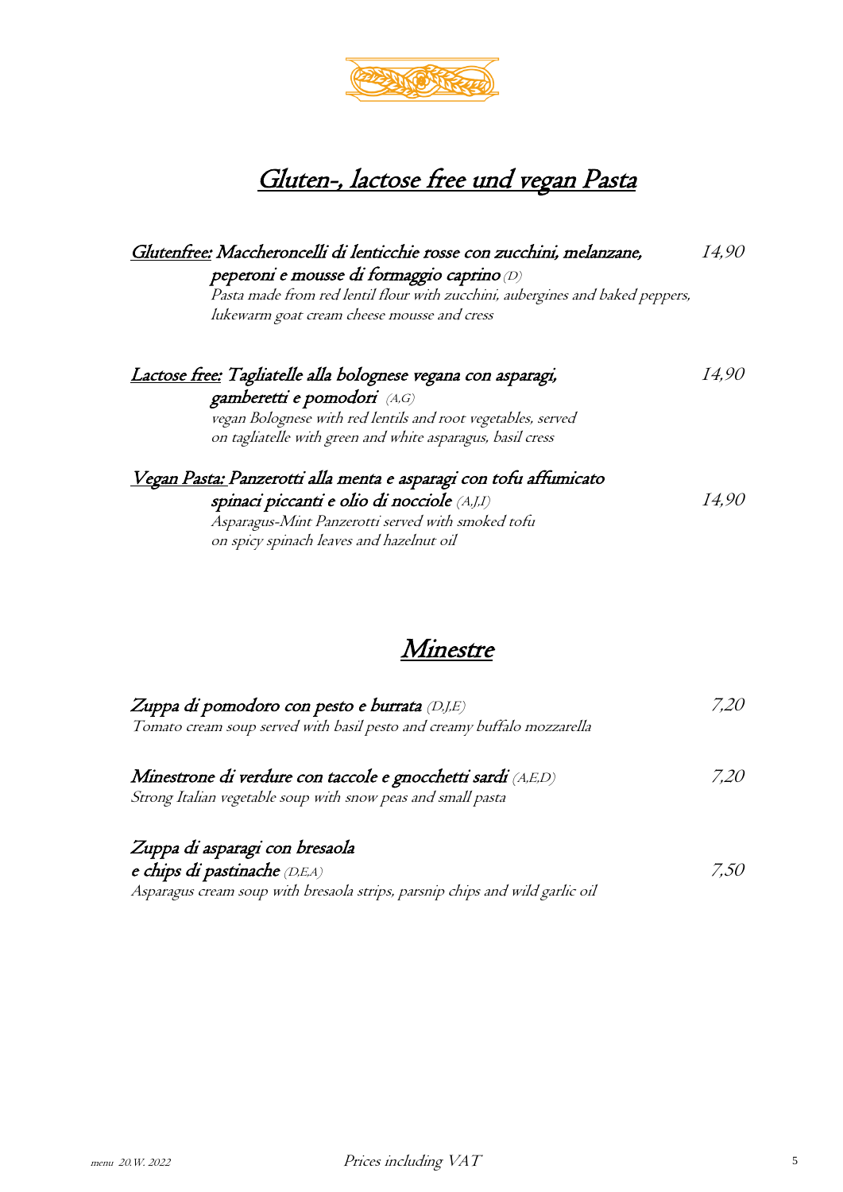# Gluten-, lactose free und vegan Pasta

**Glutenfree: Maccheroncelli di lenticchie rosse con zucchini, melanzane, peperoni e mousse di formaggio caprino** *(D)* — 14,90
*Pasta made from red lentil flour with zucchini, aubergines and baked peppers, lukewarm goat cream cheese mousse and cress*

**Lactose free: Tagliatelle alla bolognese vegana con asparagi, gamberetti e pomodori** *(A,G)* — 14,90
*vegan Bolognese with red lentils and root vegetables, served on tagliatelle with green and white asparagus, basil cress*

**Vegan Pasta: Panzerotti alla menta e asparagi con tofu affumicato spinaci piccanti e olio di nocciole** *(A,J,I)* — 14,90
*Asparagus-Mint Panzerotti served with smoked tofu on spicy spinach leaves and hazelnut oil*

# Minestre

**Zuppa di pomodoro con pesto e burrata** *(D,J,E)* — 7,20
*Tomato cream soup served with basil pesto and creamy buffalo mozzarella*

**Minestrone di verdure con taccole e gnocchetti sardi** *(A,E,D)* — 7,20
*Strong Italian vegetable soup with snow peas and small pasta*

**Zuppa di asparagi con bresaola e chips di pastinache** *(D,E,A)* — 7,50
*Asparagus cream soup with bresaola strips, parsnip chips and wild garlic oil*

menu 20.W. 2022 — Prices including VAT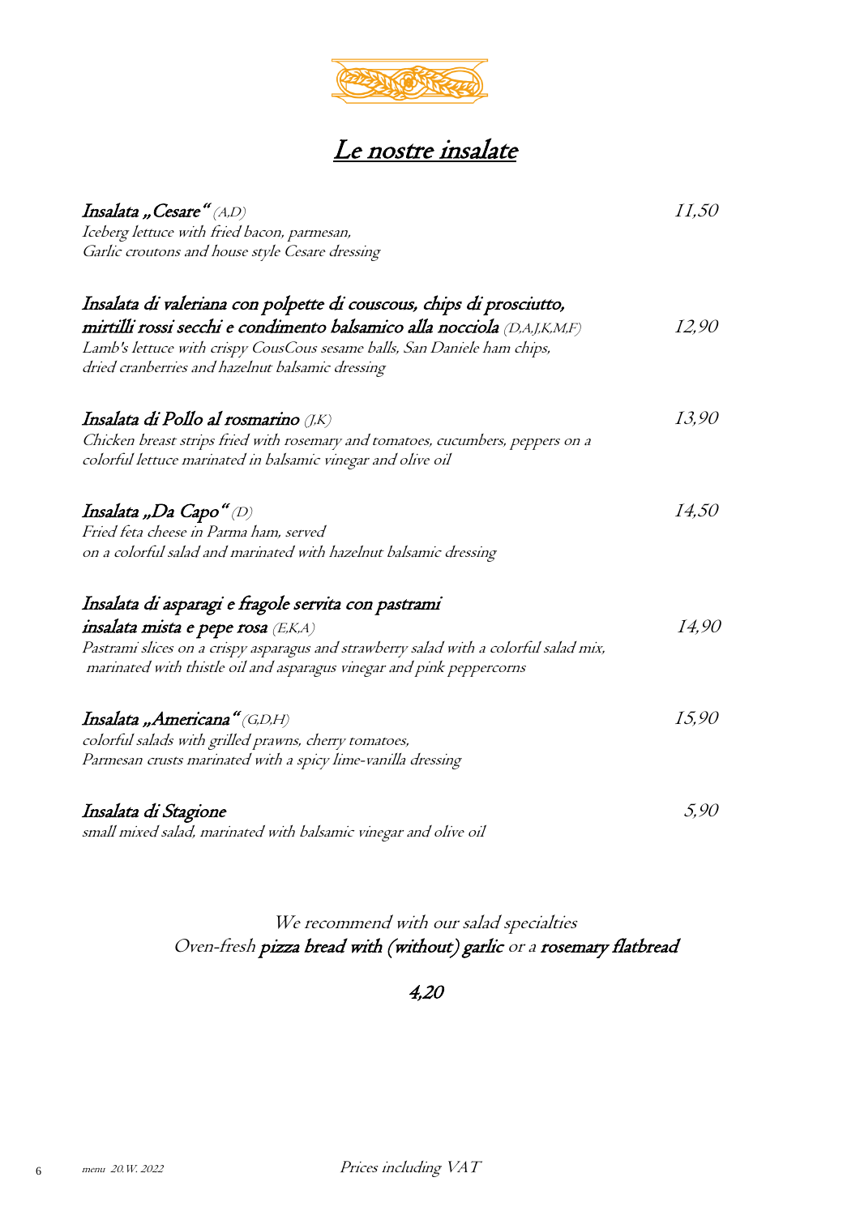# Le nostre insalate

**Insalata „Cesare“** *(A,D)* — *11,50*
*Iceberg lettuce with fried bacon, parmesan,*
*Garlic croutons and house style Cesare dressing*

**Insalata di valeriana con polpette di couscous, chips di prosciutto, mirtilli rossi secchi e condimento balsamico alla nocciola** *(D,A,J,K,M,F)* — *12,90*
*Lamb's lettuce with crispy CousCous sesame balls, San Daniele ham chips,*
*dried cranberries and hazelnut balsamic dressing*

**Insalata di Pollo al rosmarino** *(J,K)* — *13,90*
*Chicken breast strips fried with rosemary and tomatoes, cucumbers, peppers on a*
*colorful lettuce marinated in balsamic vinegar and olive oil*

**Insalata „Da Capo“** *(D)* — *14,50*
*Fried feta cheese in Parma ham, served*
*on a colorful salad and marinated with hazelnut balsamic dressing*

**Insalata di asparagi e fragole servita con pastrami insalata mista e pepe rosa** *(E,K,A)* — *14,90*
*Pastrami slices on a crispy asparagus and strawberry salad with a colorful salad mix,*
*marinated with thistle oil and asparagus vinegar and pink peppercorns*

**Insalata „Americana“** *(G,D,H)* — *15,90*
*colorful salads with grilled prawns, cherry tomatoes,*
*Parmesan crusts marinated with a spicy lime-vanilla dressing*

**Insalata di Stagione** — *5,90*
*small mixed salad, marinated with balsamic vinegar and olive oil*

We recommend with our salad specialties
Oven-fresh **pizza bread with (without) garlic** or a **rosemary flatbread**

**4,20**

menu 20.W. 2022

Prices including VAT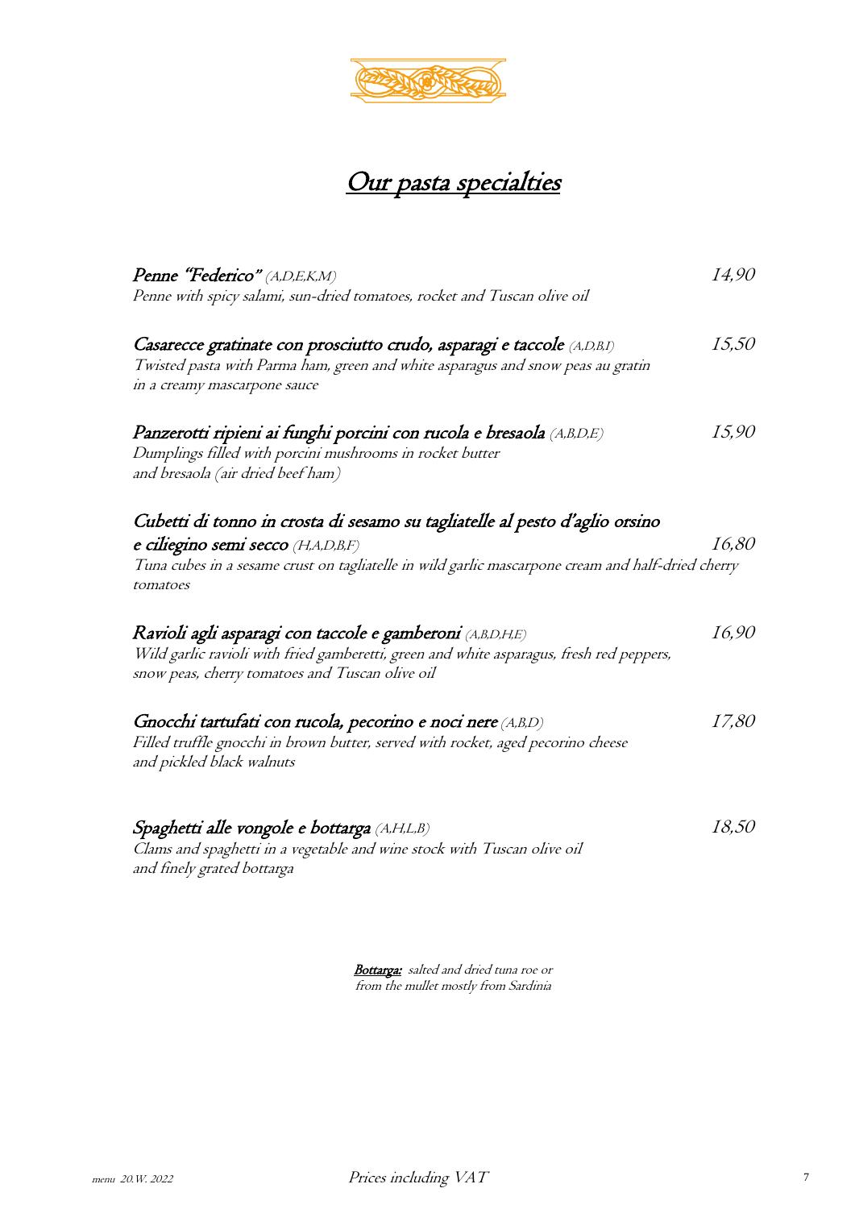# Our pasta specialties

**Penne "Federico"** *(A,D,E,K,M)* — 14,90
*Penne with spicy salami, sun-dried tomatoes, rocket and Tuscan olive oil*

**Casarecce gratinate con prosciutto crudo, asparagi e taccole** *(A,D,B,I)* — 15,50
*Twisted pasta with Parma ham, green and white asparagus and snow peas au gratin in a creamy mascarpone sauce*

**Panzerotti ripieni ai funghi porcini con rucola e bresaola** *(A,B,D,E)* — 15,90
*Dumplings filled with porcini mushrooms in rocket butter and bresaola (air dried beef ham)*

**Cubetti di tonno in crosta di sesamo su tagliatelle al pesto d'aglio orsino e ciliegino semi secco** *(H,A,D,B,F)* — 16,80
*Tuna cubes in a sesame crust on tagliatelle in wild garlic mascarpone cream and half-dried cherry tomatoes*

**Ravioli agli asparagi con taccole e gamberoni** *(A,B,D,H,E)* — 16,90
*Wild garlic ravioli with fried gamberetti, green and white asparagus, fresh red peppers, snow peas, cherry tomatoes and Tuscan olive oil*

**Gnocchi tartufati con rucola, pecorino e noci nere** *(A,B,D)* — 17,80
*Filled truffle gnocchi in brown butter, served with rocket, aged pecorino cheese and pickled black walnuts*

**Spaghetti alle vongole e bottarga** *(A,H,L,B)* — 18,50
*Clams and spaghetti in a vegetable and wine stock with Tuscan olive oil and finely grated bottarga*

**Bottarga:** *salted and dried tuna roe or from the mullet mostly from Sardinia*

*menu 20.W. 2022*

Prices including VAT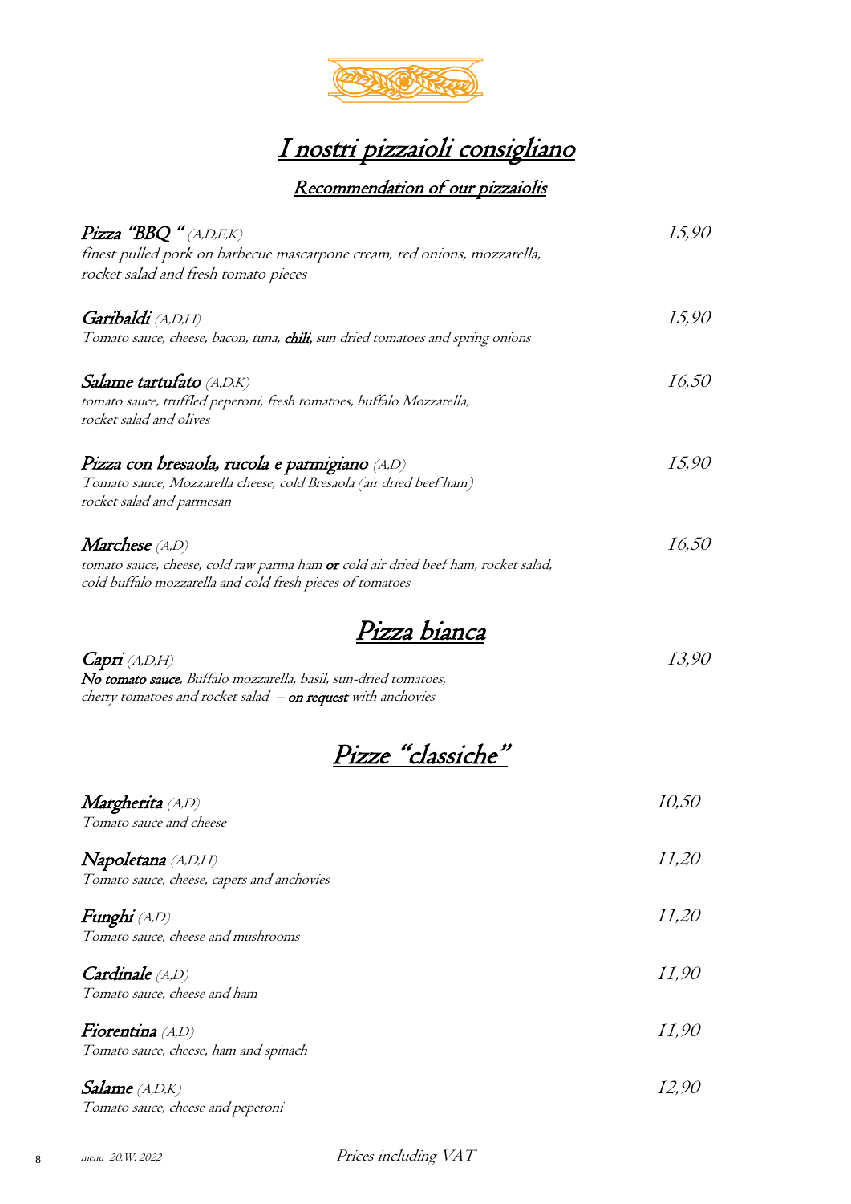# *I nostri pizzaioli consigliano*

## *Recommendation of our pizzaiolis*

***Pizza "BBQ "*** *(A,D,E,K)* — 15,90
*finest pulled pork on barbecue mascarpone cream, red onions, mozzarella, rocket salad and fresh tomato pieces*

***Garibaldi*** *(A,D,H)* — 15,90
*Tomato sauce, cheese, bacon, tuna,* ***chili,*** *sun dried tomatoes and spring onions*

***Salame tartufato*** *(A,D,K)* — 16,50
*tomato sauce, truffled peperoni, fresh tomatoes, buffalo Mozzarella, rocket salad and olives*

***Pizza con bresaola, rucola e parmigiano*** *(A,D)* — 15,90
*Tomato sauce, Mozzarella cheese, cold Bresaola (air dried beef ham) rocket salad and parmesan*

***Marchese*** *(A,D)* — 16,50
*tomato sauce, cheese, cold raw parma ham* ***or*** *cold air dried beef ham, rocket salad, cold buffalo mozzarella and cold fresh pieces of tomatoes*

## *Pizza bianca*

***Capri*** *(A,D,H)* — 13,90
***No tomato sauce****, Buffalo mozzarella, basil, sun-dried tomatoes, cherry tomatoes and rocket salad –* ***on request*** *with anchovies*

## *Pizze "classiche"*

***Margherita*** *(A,D)* — 10,50
*Tomato sauce and cheese*

***Napoletana*** *(A,D,H)* — 11,20
*Tomato sauce, cheese, capers and anchovies*

***Funghi*** *(A,D)* — 11,20
*Tomato sauce, cheese and mushrooms*

***Cardinale*** *(A,D)* — 11,90
*Tomato sauce, cheese and ham*

***Fiorentina*** *(A,D)* — 11,90
*Tomato sauce, cheese, ham and spinach*

***Salame*** *(A,D,K)* — 12,90
*Tomato sauce, cheese and peperoni*

*menu 20.W. 2022*　　*Prices including VAT*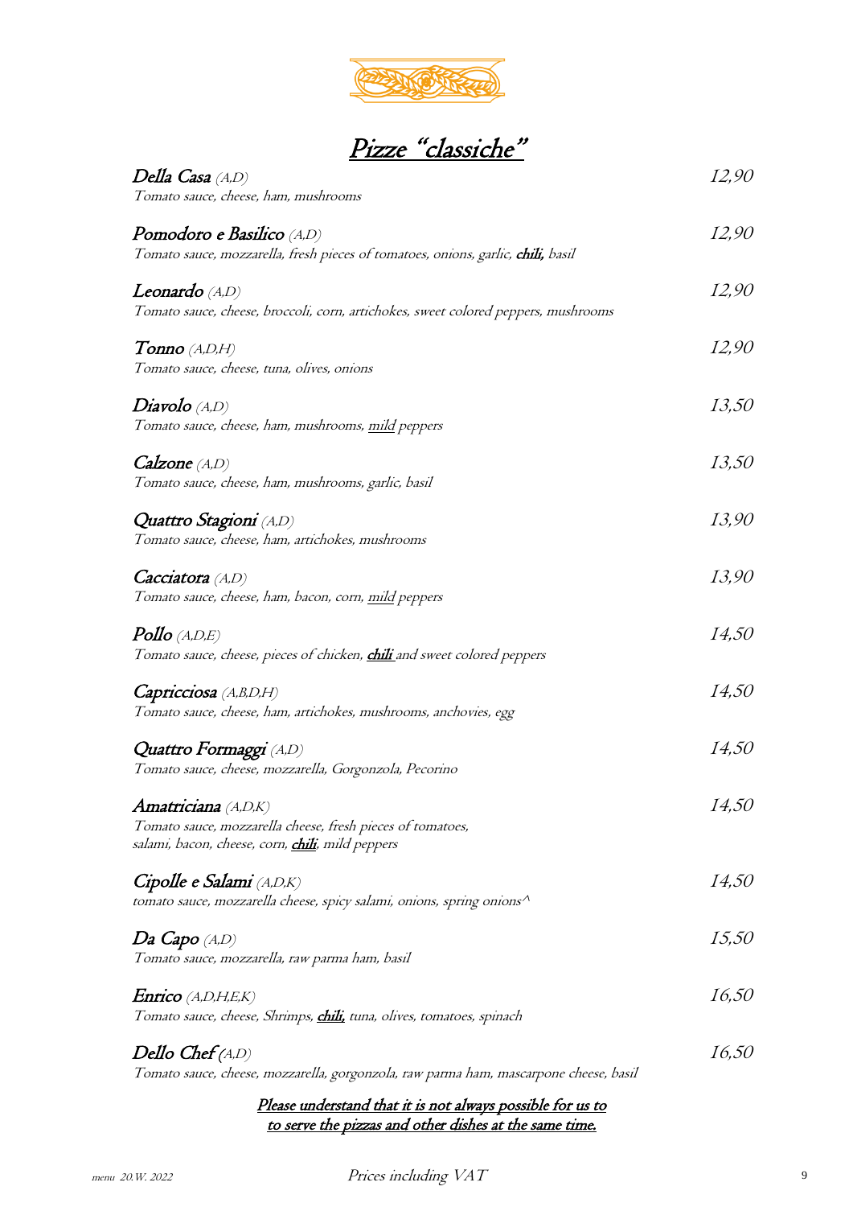# Pizze "classiche"

**Della Casa** *(A,D)* — 12,90
*Tomato sauce, cheese, ham, mushrooms*

**Pomodoro e Basilico** *(A,D)* — 12,90
*Tomato sauce, mozzarella, fresh pieces of tomatoes, onions, garlic, **chili,** basil*

**Leonardo** *(A,D)* — 12,90
*Tomato sauce, cheese, broccoli, corn, artichokes, sweet colored peppers, mushrooms*

**Tonno** *(A,D,H)* — 12,90
*Tomato sauce, cheese, tuna, olives, onions*

**Diavolo** *(A,D)* — 13,50
*Tomato sauce, cheese, ham, mushrooms, mild peppers*

**Calzone** *(A,D)* — 13,50
*Tomato sauce, cheese, ham, mushrooms, garlic, basil*

**Quattro Stagioni** *(A,D)* — 13,90
*Tomato sauce, cheese, ham, artichokes, mushrooms*

**Cacciatora** *(A,D)* — 13,90
*Tomato sauce, cheese, ham, bacon, corn, mild peppers*

**Pollo** *(A,D,E)* — 14,50
*Tomato sauce, cheese, pieces of chicken, **chili** and sweet colored peppers*

**Capricciosa** *(A,B,D,H)* — 14,50
*Tomato sauce, cheese, ham, artichokes, mushrooms, anchovies, egg*

**Quattro Formaggi** *(A,D)* — 14,50
*Tomato sauce, cheese, mozzarella, Gorgonzola, Pecorino*

**Amatriciana** *(A,D,K)* — 14,50
*Tomato sauce, mozzarella cheese, fresh pieces of tomatoes,*
*salami, bacon, cheese, corn, **chili**, mild peppers*

**Cipolle e Salami** *(A,D,K)* — 14,50
*tomato sauce, mozzarella cheese, spicy salami, onions, spring onions^*

**Da Capo** *(A,D)* — 15,50
*Tomato sauce, mozzarella, raw parma ham, basil*

**Enrico** *(A,D,H,E,K)* — 16,50
*Tomato sauce, cheese, Shrimps, **chili,** tuna, olives, tomatoes, spinach*

**Dello Chef** *(A,D)* — 16,50
*Tomato sauce, cheese, mozzarella, gorgonzola, raw parma ham, mascarpone cheese, basil*

*Please understand that it is not always possible for us to to serve the pizzas and other dishes at the same time.*

menu 20.W. 2022 — Prices including VAT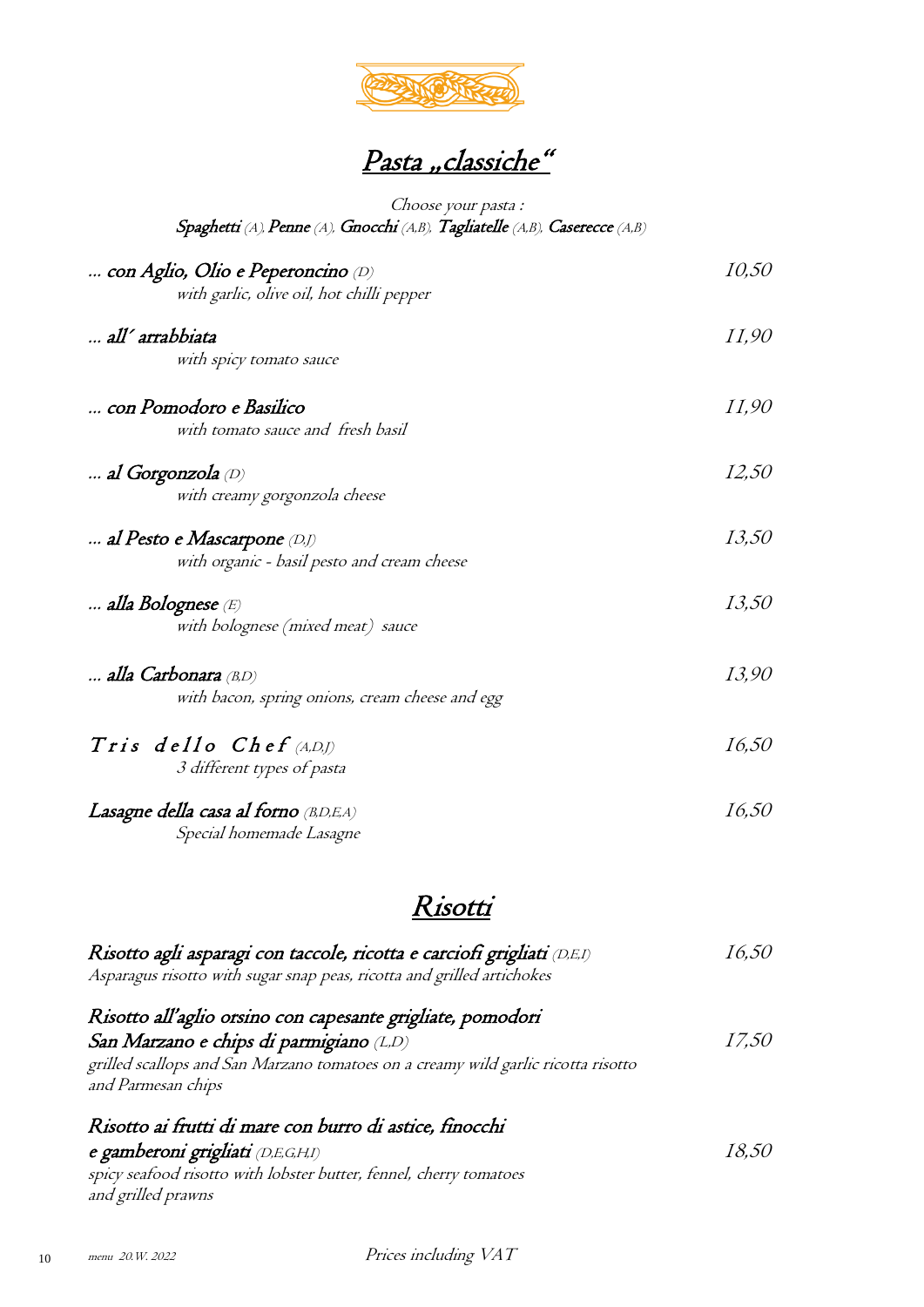## Pasta „classiche“

*Choose your pasta :*
**Spaghetti** (A), **Penne** (A), **Gnocchi** (A,B), **Tagliatelle** (A,B), **Caserecce** (A,B)

| | |
|---|---|
| **... con Aglio, Olio e Peperoncino** (D)<br>*with garlic, olive oil, hot chilli pepper* | 10,50 |
| **... all´ arrabbiata**<br>*with spicy tomato sauce* | 11,90 |
| **... con Pomodoro e Basilico**<br>*with tomato sauce and fresh basil* | 11,90 |
| **... al Gorgonzola** (D)<br>*with creamy gorgonzola cheese* | 12,50 |
| **... al Pesto e Mascarpone** (D,J)<br>*with organic - basil pesto and cream cheese* | 13,50 |
| **... alla Bolognese** (E)<br>*with bolognese (mixed meat) sauce* | 13,50 |
| **... alla Carbonara** (B,D)<br>*with bacon, spring onions, cream cheese and egg* | 13,90 |
| **Tris dello Chef** (A,D,J)<br>*3 different types of pasta* | 16,50 |
| **Lasagne della casa al forno** (B,D,E,A)<br>*Special homemade Lasagne* | 16,50 |

## Risotti

| | |
|---|---|
| **Risotto agli asparagi con taccole, ricotta e carciofi grigliati** (D,E,I)<br>*Asparagus risotto with sugar snap peas, ricotta and grilled artichokes* | 16,50 |
| **Risotto all'aglio orsino con capesante grigliate, pomodori San Marzano e chips di parmigiano** (L,D)<br>*grilled scallops and San Marzano tomatoes on a creamy wild garlic ricotta risotto and Parmesan chips* | 17,50 |
| **Risotto ai frutti di mare con burro di astice, finocchi e gamberoni grigliati** (D,E,G,H,I)<br>*spicy seafood risotto with lobster butter, fennel, cherry tomatoes and grilled prawns* | 18,50 |

*menu 20.W. 2022* — Prices including VAT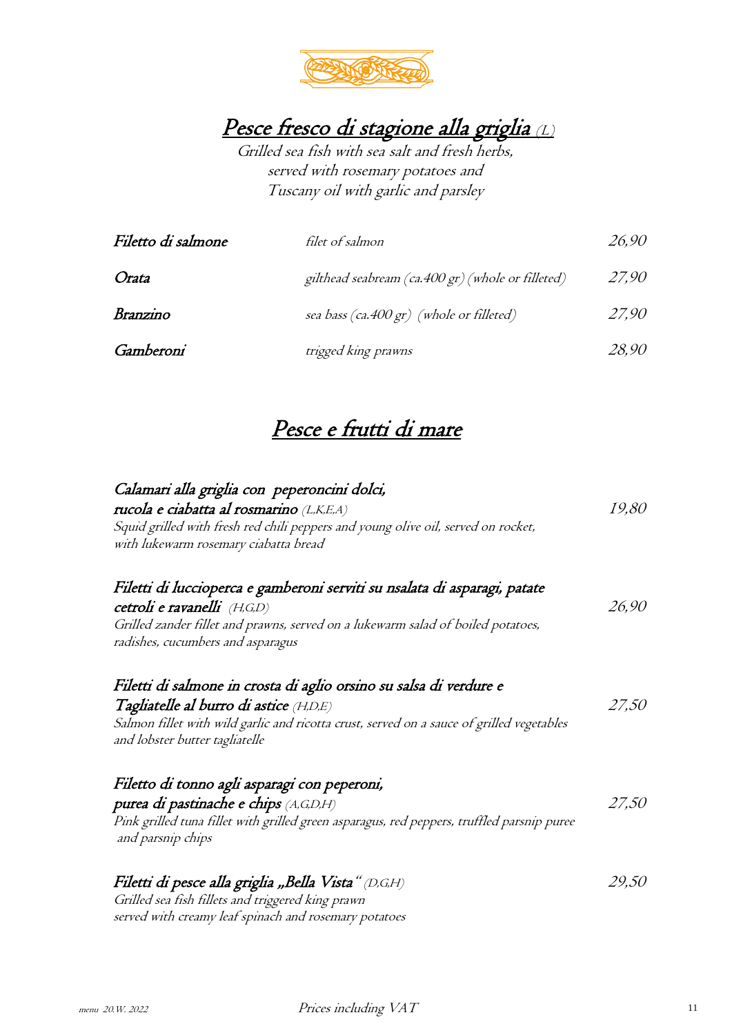# Pesce fresco di stagione alla griglia (L)

Grilled sea fish with sea salt and fresh herbs,
served with rosemary potatoes and
Tuscany oil with garlic and parsley

| | | |
|---|---|---|
| *Filetto di salmone* | *filet of salmon* | *26,90* |
| *Orata* | *gilthead seabream (ca.400 gr) (whole or filleted)* | *27,90* |
| *Branzino* | *sea bass (ca.400 gr) (whole or filleted)* | *27,90* |
| *Gamberoni* | *trigged king prawns* | *28,90* |

# Pesce e frutti di mare

**Calamari alla griglia con peperoncini dolci, rucola e ciabatta al rosmarino** *(L,K,E,A)* — *19,80*
*Squid grilled with fresh red chili peppers and young olive oil, served on rocket, with lukewarm rosemary ciabatta bread*

**Filetti di luccioperca e gamberoni serviti su nsalata di asparagi, patate cetroli e ravanelli** *(H,G,D)* — *26,90*
*Grilled zander fillet and prawns, served on a lukewarm salad of boiled potatoes, radishes, cucumbers and asparagus*

**Filetti di salmone in crosta di aglio orsino su salsa di verdure e Tagliatelle al burro di astice** *(H,D,E)* — *27,50*
*Salmon fillet with wild garlic and ricotta crust, served on a sauce of grilled vegetables and lobster butter tagliatelle*

**Filetto di tonno agli asparagi con peperoni, purea di pastinache e chips** *(A,G,D,H)* — *27,50*
*Pink grilled tuna fillet with grilled green asparagus, red peppers, truffled parsnip puree and parsnip chips*

**Filetti di pesce alla griglia „Bella Vista"** *(D,G,H)* — *29,50*
*Grilled sea fish fillets and triggered king prawn served with creamy leaf spinach and rosemary potatoes*

menu 20.W. 2022 — Prices including VAT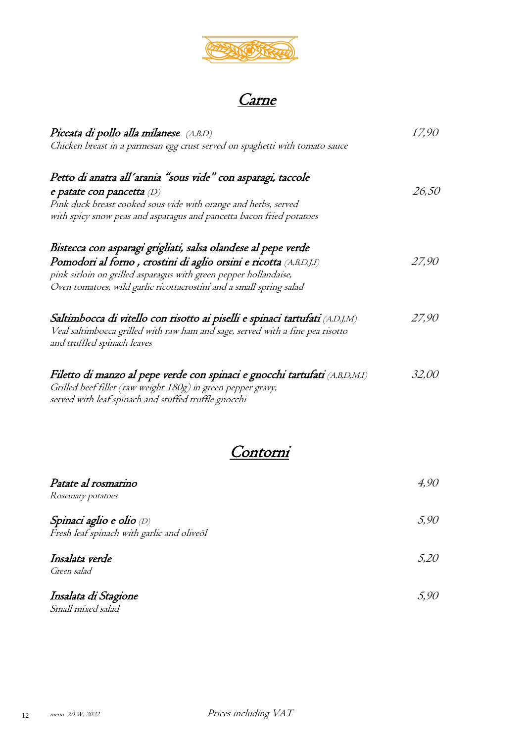# Carne

***Piccata di pollo alla milanese*** *(A,B,D)* — *17,90*
*Chicken breast in a parmesan egg crust served on spaghetti with tomato sauce*

***Petto di anatra all'arania "sous vide" con asparagi, taccole e patate con pancetta*** *(D)* — *26,50*
*Pink duck breast cooked sous vide with orange and herbs, served with spicy snow peas and asparagus and pancetta bacon fried potatoes*

***Bistecca con asparagi grigliati, salsa olandese al pepe verde Pomodori al forno , crostini di aglio orsini e ricotta*** *(A,B,D,J,I)* — *27,90*
*pink sirloin on grilled asparagus with green pepper hollandaise, Oven tomatoes, wild garlic ricottacrostini and a small spring salad*

***Saltimbocca di vitello con risotto ai piselli e spinaci tartufati*** *(A,D,J,M)* — *27,90*
*Veal saltimbocca grilled with raw ham and sage, served with a fine pea risotto and truffled spinach leaves*

***Filetto di manzo al pepe verde con spinaci e gnocchi tartufati*** *(A,B,D,M,I)* — *32,00*
*Grilled beef fillet (raw weight 180g) in green pepper gravy, served with leaf spinach and stuffed truffle gnocchi*

# Contorni

***Patate al rosmarino*** — *4,90*
*Rosemary potatoes*

***Spinaci aglio e olio*** *(D)* — *5,90*
*Fresh leaf spinach with garlic and oliveöl*

***Insalata verde*** — *5,20*
*Green salad*

***Insalata di Stagione*** — *5,90*
*Small mixed salad*

*menu 20.W. 2022* *Prices including VAT*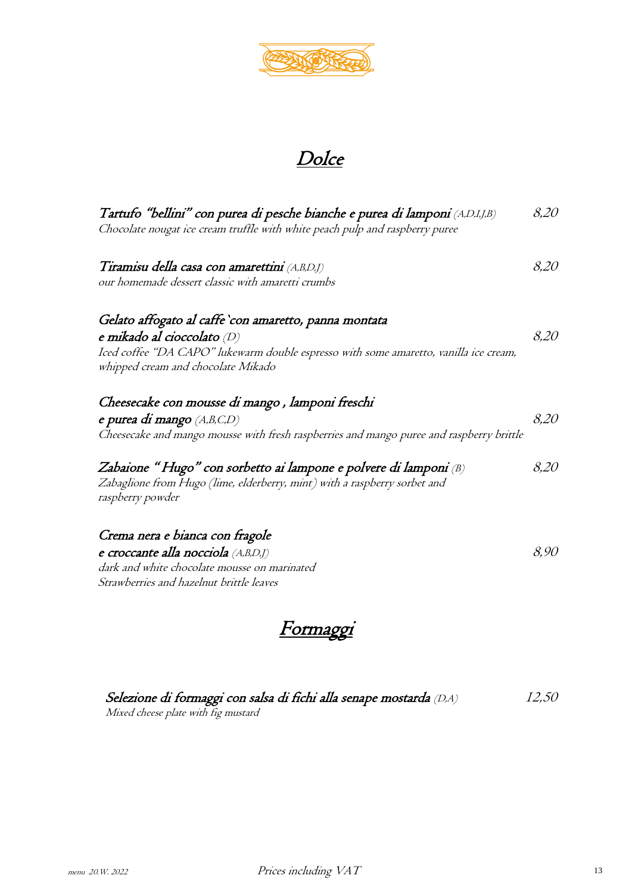# Dolce

***Tartufo "bellini" con purea di pesche bianche e purea di lamponi*** *(A,D,I,J,B)* — *8,20*
*Chocolate nougat ice cream truffle with white peach pulp and raspberry puree*

***Tiramisu della casa con amarettini*** *(A,B,D,J)* — *8,20*
*our homemade dessert classic with amaretti crumbs*

*Gelato affogato al caffe`con amaretto, panna montata*
***e mikado al cioccolato*** *(D)* — *8,20*
*Iced coffee "DA CAPO" lukewarm double espresso with some amaretto, vanilla ice cream, whipped cream and chocolate Mikado*

*Cheesecake con mousse di mango , lamponi freschi*
***e purea di mango*** *(A,B,C,D)* — *8,20*
*Cheesecake and mango mousse with fresh raspberries and mango puree and raspberry brittle*

***Zabaione " Hugo" con sorbetto ai lampone e polvere di lamponi*** *(B)* — *8,20*
*Zabaglione from Hugo (lime, elderberry, mint) with a raspberry sorbet and raspberry powder*

*Crema nera e bianca con fragole*
***e croccante alla nocciola*** *(A,B,D,J)* — *8,90*
*dark and white chocolate mousse on marinated Strawberries and hazelnut brittle leaves*

# Formaggi

***Selezione di formaggi con salsa di fichi alla senape mostarda*** *(D,A)* — *12,50*
*Mixed cheese plate with fig mustard*

menu 20.W. 2022 — Prices including VAT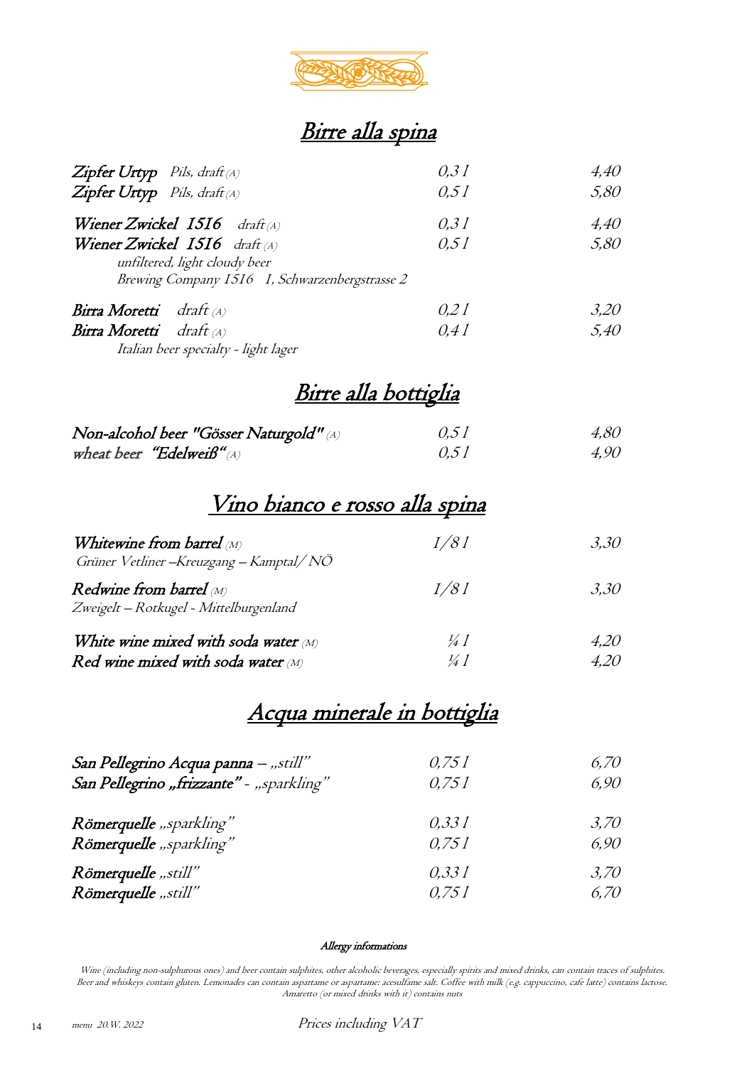## Birre alla spina

| | | |
|---|---|---|
| ***Zipfer Urtyp*** *Pils, draft (A)* | *0,3 l* | *4,40* |
| ***Zipfer Urtyp*** *Pils, draft (A)* | *0,5 l* | *5,80* |
| ***Wiener Zwickel 1516*** *draft (A)* | *0,3 l* | *4,40* |
| ***Wiener Zwickel 1516*** *draft (A)* | *0,5 l* | *5,80* |
| *unfiltered, light cloudy beer* | | |
| *Brewing Company 1516 1, Schwarzenbergstrasse 2* | | |
| ***Birra Moretti*** *draft (A)* | *0,2 l* | *3,20* |
| ***Birra Moretti*** *draft (A)* | *0,4 l* | *5,40* |
| *Italian beer specialty - light lager* | | |

## Birre alla bottiglia

| | | |
|---|---|---|
| ***Non-alcohol beer "Gösser Naturgold"*** *(A)* | *0,5 l* | *4,80* |
| ***wheat beer "Edelweiß"*** *(A)* | *0,5 l* | *4,90* |

## Vino bianco e rosso alla spina

| | | |
|---|---|---|
| ***Whitewine from barrel*** *(M)* | *1/8 l* | *3,30* |
| *Grüner Vetliner –Kreuzgang – Kamptal/ NÖ* | | |
| ***Redwine from barrel*** *(M)* | *1/8 l* | *3,30* |
| *Zweigelt – Rotkugel - Mittelburgenland* | | |
| ***White wine mixed with soda water*** *(M)* | *¼ l* | *4,20* |
| ***Red wine mixed with soda water*** *(M)* | *¼ l* | *4,20* |

## Acqua minerale in bottiglia

| | | |
|---|---|---|
| ***San Pellegrino Acqua panna*** *– „still"* | *0,75 l* | *6,70* |
| ***San Pellegrino „frizzante"*** *- „sparkling"* | *0,75 l* | *6,90* |
| ***Römerquelle*** *„sparkling"* | *0,33 l* | *3,70* |
| ***Römerquelle*** *„sparkling"* | *0,75 l* | *6,90* |
| ***Römerquelle*** *„still"* | *0,33 l* | *3,70* |
| ***Römerquelle*** *„still"* | *0,75 l* | *6,70* |

***Allergy informations***

*Wine (including non-sulphurous ones) and beer contain sulphites, other alcoholic beverages, especially spirits and mixed drinks, can contain traces of sulphites. Beer and whiskeys contain gluten. Lemonades can contain aspartame or aspartame: acesulfame salt. Coffee with milk (e.g. cappuccino, cafe latte) contains lactose. Amaretto (or mixed drinks with it) contains nuts*

*menu 20.W. 2022* *Prices including VAT*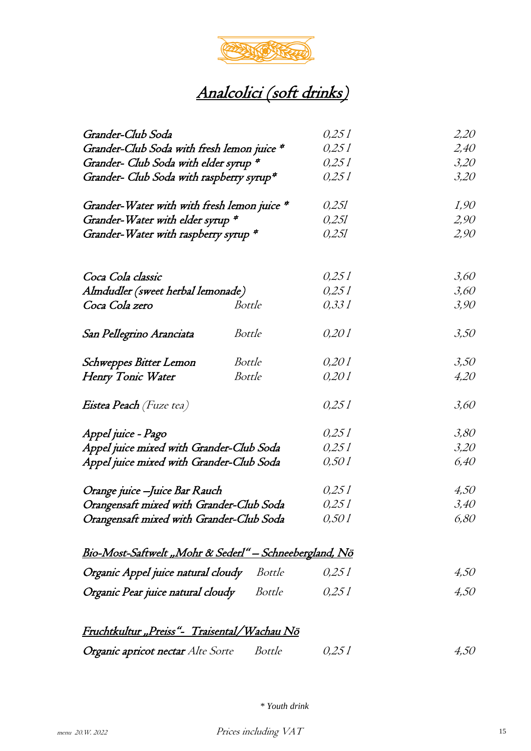// Analcolici (soft drinks)

| | | | |
|---|---|---|---|
| *Grander-Club Soda* | | *0,25 l* | *2,20* |
| *Grander-Club Soda with fresh lemon juice \** | | *0,25 l* | *2,40* |
| *Grander- Club Soda with elder syrup \** | | *0,25 l* | *3,20* |
| *Grander- Club Soda with raspberry syrup\** | | *0,25 l* | *3,20* |
| *Grander-Water with with fresh lemon juice \** | | *0,25l* | *1,90* |
| *Grander-Water with elder syrup \** | | *0,25l* | *2,90* |
| *Grander-Water with raspberry syrup \** | | *0,25l* | *2,90* |
| *Coca Cola classic* | | *0,25 l* | *3,60* |
| *Almdudler (sweet herbal lemonade)* | | *0,25 l* | *3,60* |
| *Coca Cola zero* | *Bottle* | *0,33 l* | *3,90* |
| *San Pellegrino Aranciata* | *Bottle* | *0,20 l* | *3,50* |
| *Schweppes Bitter Lemon* | *Bottle* | *0,20 l* | *3,50* |
| *Henry Tonic Water* | *Bottle* | *0,20 l* | *4,20* |
| ***Eistea Peach** (Fuze tea)* | | *0,25 l* | *3,60* |
| *Appel juice - Pago* | | *0,25 l* | *3,80* |
| *Appel juice mixed with Grander-Club Soda* | | *0,25 l* | *3,20* |
| *Appel juice mixed with Grander-Club Soda* | | *0,50 l* | *6,40* |
| *Orange juice –Juice Bar Rauch* | | *0,25 l* | *4,50* |
| *Orangensaft mixed with Grander-Club Soda* | | *0,25 l* | *3,40* |
| *Orangensaft mixed with Grander-Club Soda* | | *0,50 l* | *6,80* |

*Bio-Most-Saftwelt „Mohr & Sederl" – Schneebergland, Nö*

| | | | |
|---|---|---|---|
| *Organic Appel juice natural cloudy* | *Bottle* | *0,25 l* | *4,50* |
| *Organic Pear juice natural cloudy* | *Bottle* | *0,25 l* | *4,50* |

*Fruchtkultur „Preiss"- Traisental/Wachau Nö*

| | | | |
|---|---|---|---|
| ***Organic apricot nectar** Alte Sorte* | *Bottle* | *0,25 l* | *4,50* |

\* Youth drink

*menu 20.W. 2022* — Prices including VAT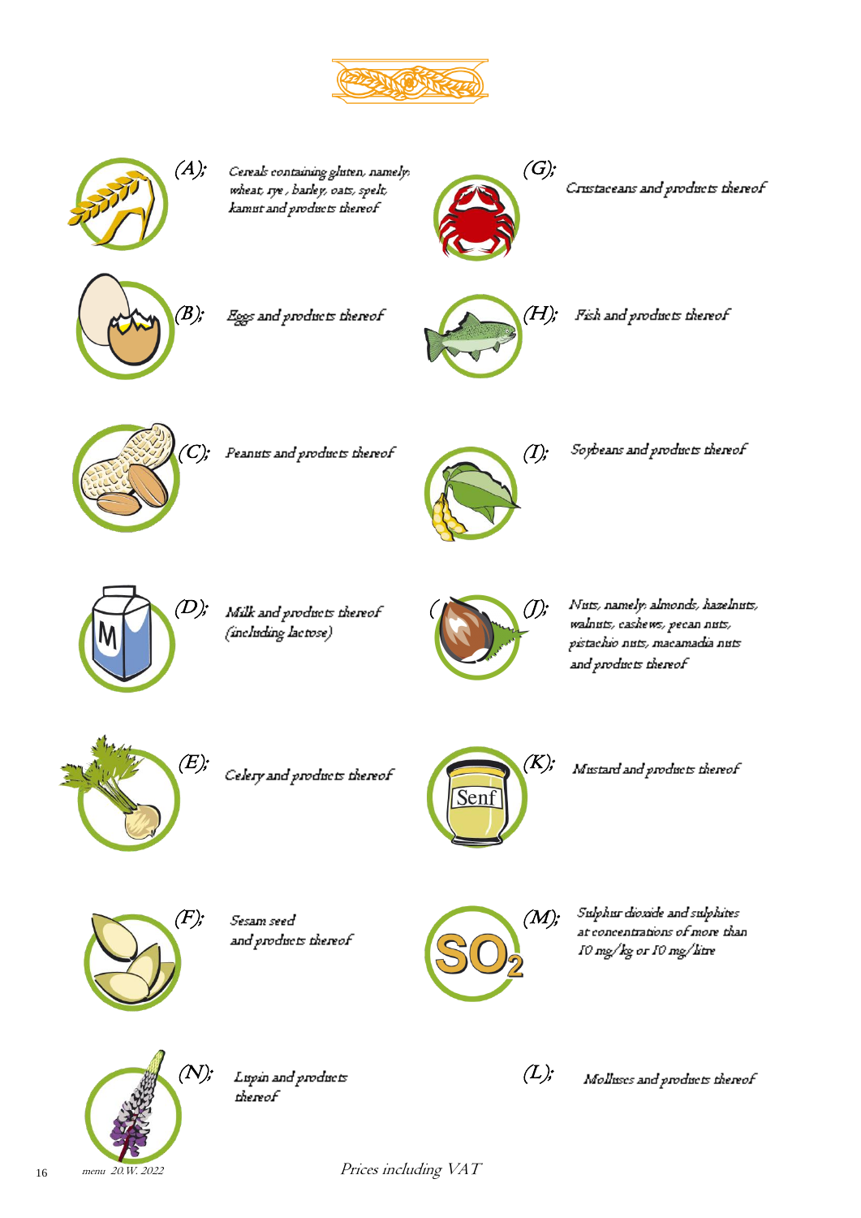(A); Cereals containing gluten, namely: wheat, rye, barley, oats, spelt, kamut and products thereof

(B); Eggs and products thereof

(C); Peanuts and products thereof

(D); Milk and products thereof (including lactose)

(E); Celery and products thereof

(F); Sesam seed and products thereof

(N); Lupin and products thereof

(G); Crustaceans and products thereof

(H); Fish and products thereof

(I); Soybeans and products thereof

(J); Nuts, namely: almonds, hazelnuts, walnuts, cashews, pecan nuts, pistachio nuts, macamadia nuts and products thereof

(K); Mustard and products thereof

(M); Sulphur dioxide and sulphites at concentrations of more than 10 mg/kg or 10 mg/litre

(L); Molluscs and products thereof

menu 20.W. 2022

Prices including VAT